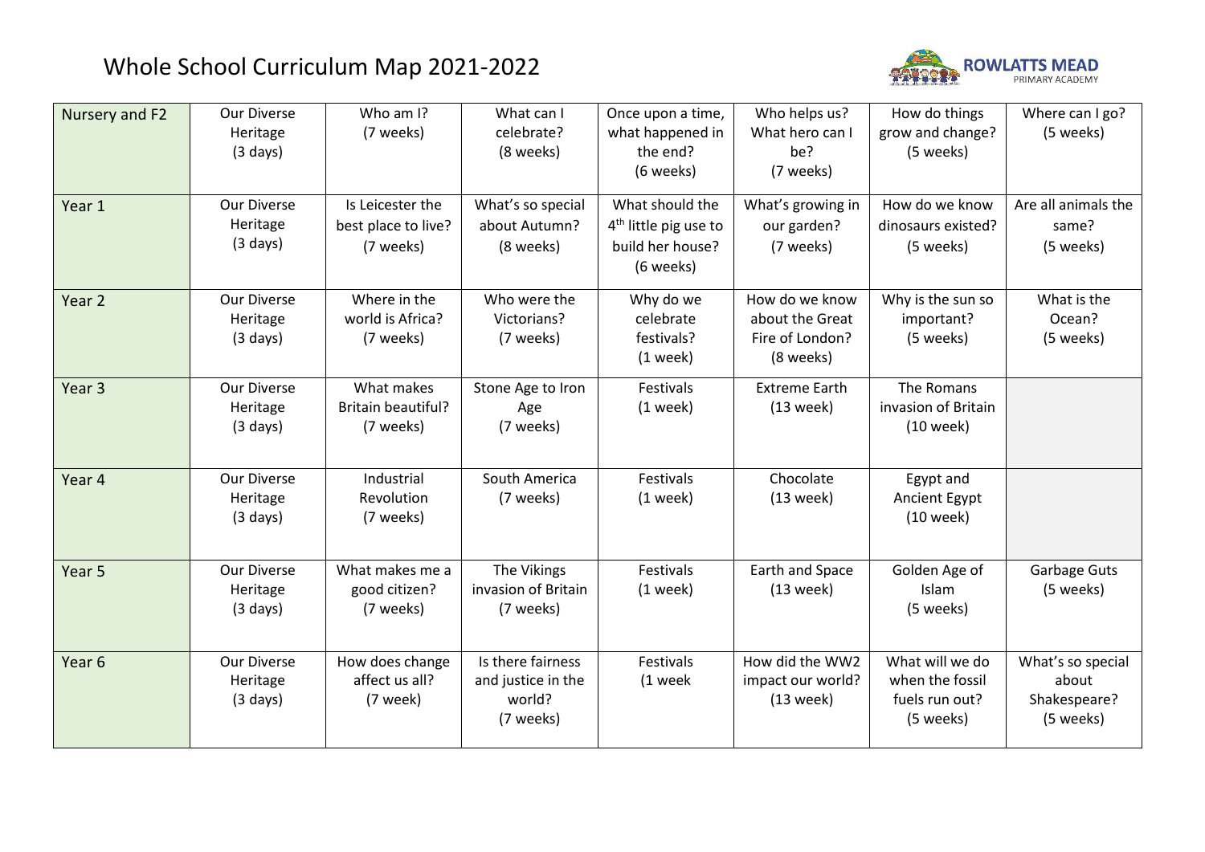# Whole School Curriculum Map 2021-2022

ROWLATTS MEAD PRIMARY ACADEMY

| | | | | | | | |
|---|---|---|---|---|---|---|---|
| Nursery and F2 | Our Diverse Heritage (3 days) | Who am I? (7 weeks) | What can I celebrate? (8 weeks) | Once upon a time, what happened in the end? (6 weeks) | Who helps us? What hero can I be? (7 weeks) | How do things grow and change? (5 weeks) | Where can I go? (5 weeks) |
| Year 1 | Our Diverse Heritage (3 days) | Is Leicester the best place to live? (7 weeks) | What's so special about Autumn? (8 weeks) | What should the 4th little pig use to build her house? (6 weeks) | What's growing in our garden? (7 weeks) | How do we know dinosaurs existed? (5 weeks) | Are all animals the same? (5 weeks) |
| Year 2 | Our Diverse Heritage (3 days) | Where in the world is Africa? (7 weeks) | Who were the Victorians? (7 weeks) | Why do we celebrate festivals? (1 week) | How do we know about the Great Fire of London? (8 weeks) | Why is the sun so important? (5 weeks) | What is the Ocean? (5 weeks) |
| Year 3 | Our Diverse Heritage (3 days) | What makes Britain beautiful? (7 weeks) | Stone Age to Iron Age (7 weeks) | Festivals (1 week) | Extreme Earth (13 week) | The Romans invasion of Britain (10 week) | |
| Year 4 | Our Diverse Heritage (3 days) | Industrial Revolution (7 weeks) | South America (7 weeks) | Festivals (1 week) | Chocolate (13 week) | Egypt and Ancient Egypt (10 week) | |
| Year 5 | Our Diverse Heritage (3 days) | What makes me a good citizen? (7 weeks) | The Vikings invasion of Britain (7 weeks) | Festivals (1 week) | Earth and Space (13 week) | Golden Age of Islam (5 weeks) | Garbage Guts (5 weeks) |
| Year 6 | Our Diverse Heritage (3 days) | How does change affect us all? (7 week) | Is there fairness and justice in the world? (7 weeks) | Festivals (1 week | How did the WW2 impact our world? (13 week) | What will we do when the fossil fuels run out? (5 weeks) | What's so special about Shakespeare? (5 weeks) |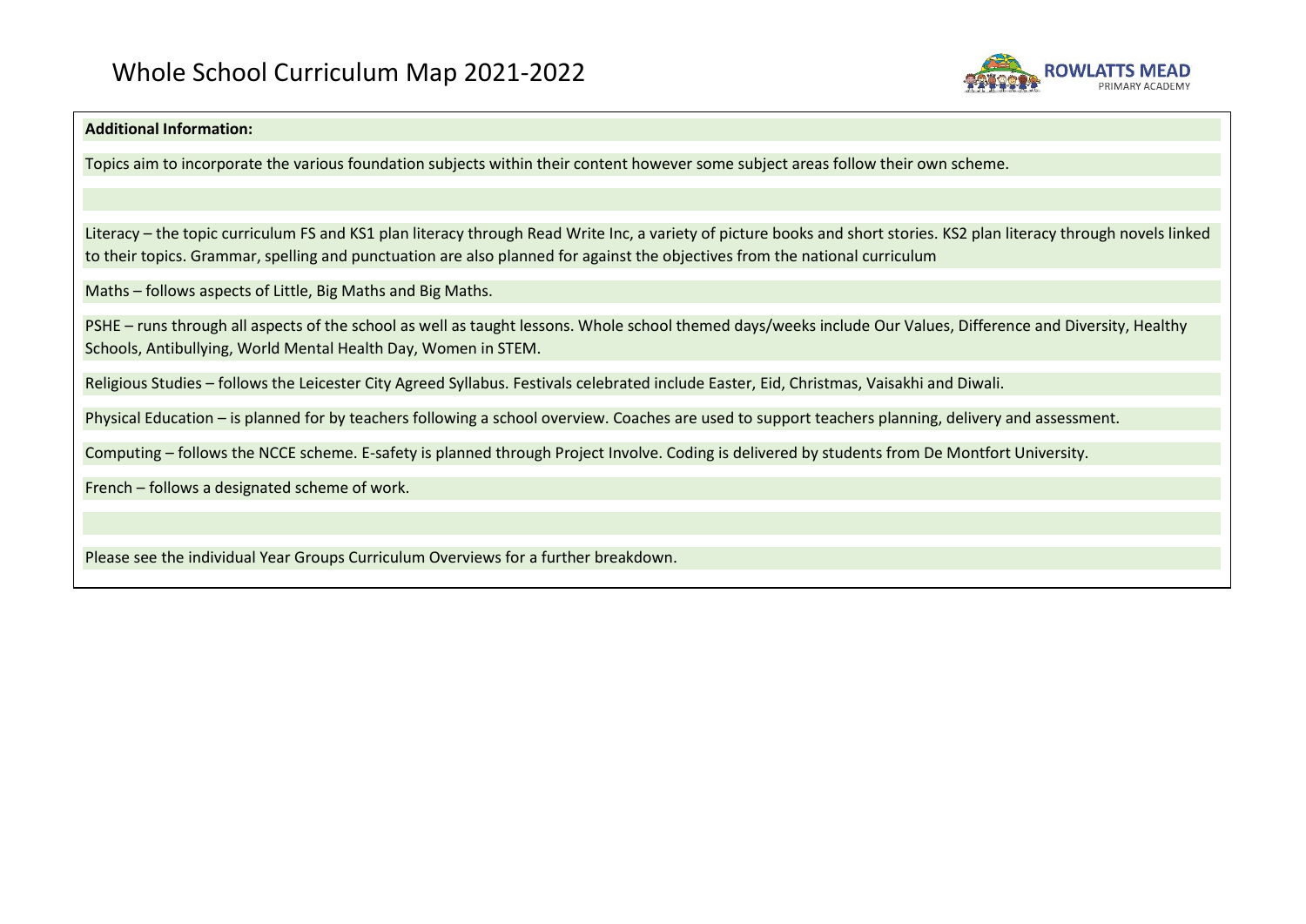# Whole School Curriculum Map 2021-2022

**Additional Information:**

Topics aim to incorporate the various foundation subjects within their content however some subject areas follow their own scheme.

Literacy – the topic curriculum FS and KS1 plan literacy through Read Write Inc, a variety of picture books and short stories. KS2 plan literacy through novels linked to their topics. Grammar, spelling and punctuation are also planned for against the objectives from the national curriculum

Maths – follows aspects of Little, Big Maths and Big Maths.

PSHE – runs through all aspects of the school as well as taught lessons. Whole school themed days/weeks include Our Values, Difference and Diversity, Healthy Schools, Antibullying, World Mental Health Day, Women in STEM.

Religious Studies – follows the Leicester City Agreed Syllabus. Festivals celebrated include Easter, Eid, Christmas, Vaisakhi and Diwali.

Physical Education – is planned for by teachers following a school overview. Coaches are used to support teachers planning, delivery and assessment.

Computing – follows the NCCE scheme. E-safety is planned through Project Involve. Coding is delivered by students from De Montfort University.

French – follows a designated scheme of work.

Please see the individual Year Groups Curriculum Overviews for a further breakdown.